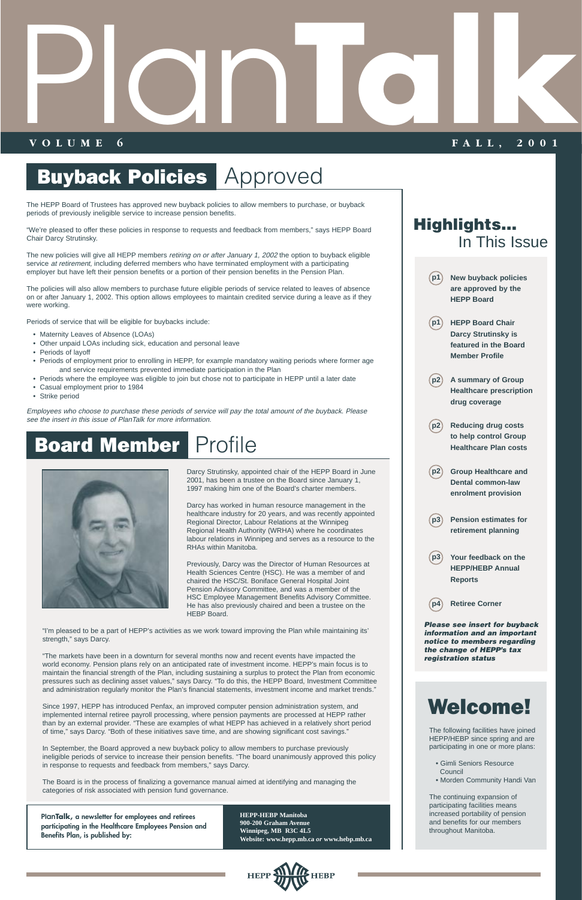# PlanTalk

**VOLUME 6** **FALL, 2001**

## Buyback Policies Approved

The HEPP Board of Trustees has approved new buyback policies to allow members to purchase, or buyback periods of previously ineligible service to increase pension benefits.

"We're pleased to offer these policies in response to requests and feedback from members," says HEPP Board Chair Darcy Strutinsky.

The new policies will give all HEPP members *retiring on or after January 1, 2002* the option to buyback eligible service *at retirement,* including deferred members who have terminated employment with a participating employer but have left their pension benefits or a portion of their pension benefits in the Pension Plan.

The policies will also allow members to purchase future eligible periods of service related to leaves of absence on or after January 1, 2002. This option allows employees to maintain credited service during a leave as if they were working.

Periods of service that will be eligible for buybacks include:

- Maternity Leaves of Absence (LOAs)
- Other unpaid LOAs including sick, education and personal leave
- Periods of layoff
- Periods of employment prior to enrolling in HEPP, for example mandatory waiting periods where former age and service requirements prevented immediate participation in the Plan
- Periods where the employee was eligible to join but chose not to participate in HEPP until a later date
- Casual employment prior to 1984
- Strike period

*Employees who choose to purchase these periods of service will pay the total amount of the buyback. Please see the insert in this issue of PlanTalk for more information.*

## Board Member Profile

Darcy Strutinsky, appointed chair of the HEPP Board in June 2001, has been a trustee on the Board since January 1, 1997 making him one of the Board's charter members.

Darcy has worked in human resource management in the healthcare industry for 20 years, and was recently appointed Regional Director, Labour Relations at the Winnipeg Regional Health Authority (WRHA) where he coordinates labour relations in Winnipeg and serves as a resource to the RHAs within Manitoba.

Previously, Darcy was the Director of Human Resources at Health Sciences Centre (HSC). He was a member of and chaired the HSC/St. Boniface General Hospital Joint Pension Advisory Committee, and was a member of the HSC Employee Management Benefits Advisory Committee. He has also previously chaired and been a trustee on the HEPP Board.

"I'm pleased to be a part of HEPP's activities as we work toward improving the Plan while maintaining its' strength," says Darcy.

"The markets have been in a downturn for several months now and recent events have impacted the world economy. Pension plans rely on an anticipated rate of investment income. HEPP's main focus is to maintain the financial strength of the Plan, including sustaining a surplus to protect the Plan from economic pressures such as declining asset values," says Darcy. "To do this, the HEPP Board, Investment Committee and administration regularly monitor the Plan's financial statements, investment income and market trends."

Since 1997, HEPP has introduced Penfax, an improved computer pension administration system, and implemented internal retiree payroll processing, where pension payments are processed at HEPP rather than by an external provider. "These are examples of what HEPP has achieved in a relatively short period of time," says Darcy. "Both of these initiatives save time, and are showing significant cost savings."

In September, the Board approved a new buyback policy to allow members to purchase previously ineligible periods of service to increase their pension benefits. "The board unanimously approved this policy in response to requests and feedback from members," says Darcy.

The Board is in the process of finalizing a governance manual aimed at identifying and managing the categories of risk associated with pension fund governance.

**PlanTalk, a newsletter for employees and retirees participating in the Healthcare Employees Pension and Benefits Plan, is published by:**

**HEPP-HEBP Manitoba**
**900-200 Graham Avenue**
**Winnipeg, MB R3C 4L5**
**Website: www.hepp.mb.ca *or* www.hebp.mb.ca**

## Highlights... In This Issue

- **p1** New buyback policies are approved by the HEPP Board
- **p1** HEPP Board Chair Darcy Strutinsky is featured in the Board Member Profile
- **p2** A summary of Group Healthcare prescription drug coverage
- **p2** Reducing drug costs to help control Group Healthcare Plan costs
- **p2** Group Healthcare and Dental common-law enrolment provision
- **p3** Pension estimates for retirement planning
- **p3** Your feedback on the HEPP/HEBP Annual Reports
- **p4** Retiree Corner

***Please see insert for buyback information and an important notice to members regarding the change of HEPP's tax registration status***

## Welcome!

The following facilities have joined HEPP/HEBP since spring and are participating in one or more plans:

- Gimli Seniors Resource Council
- Morden Community Handi Van

The continuing expansion of participating facilities means increased portability of pension and benefits for our members throughout Manitoba.

HEPP HEBP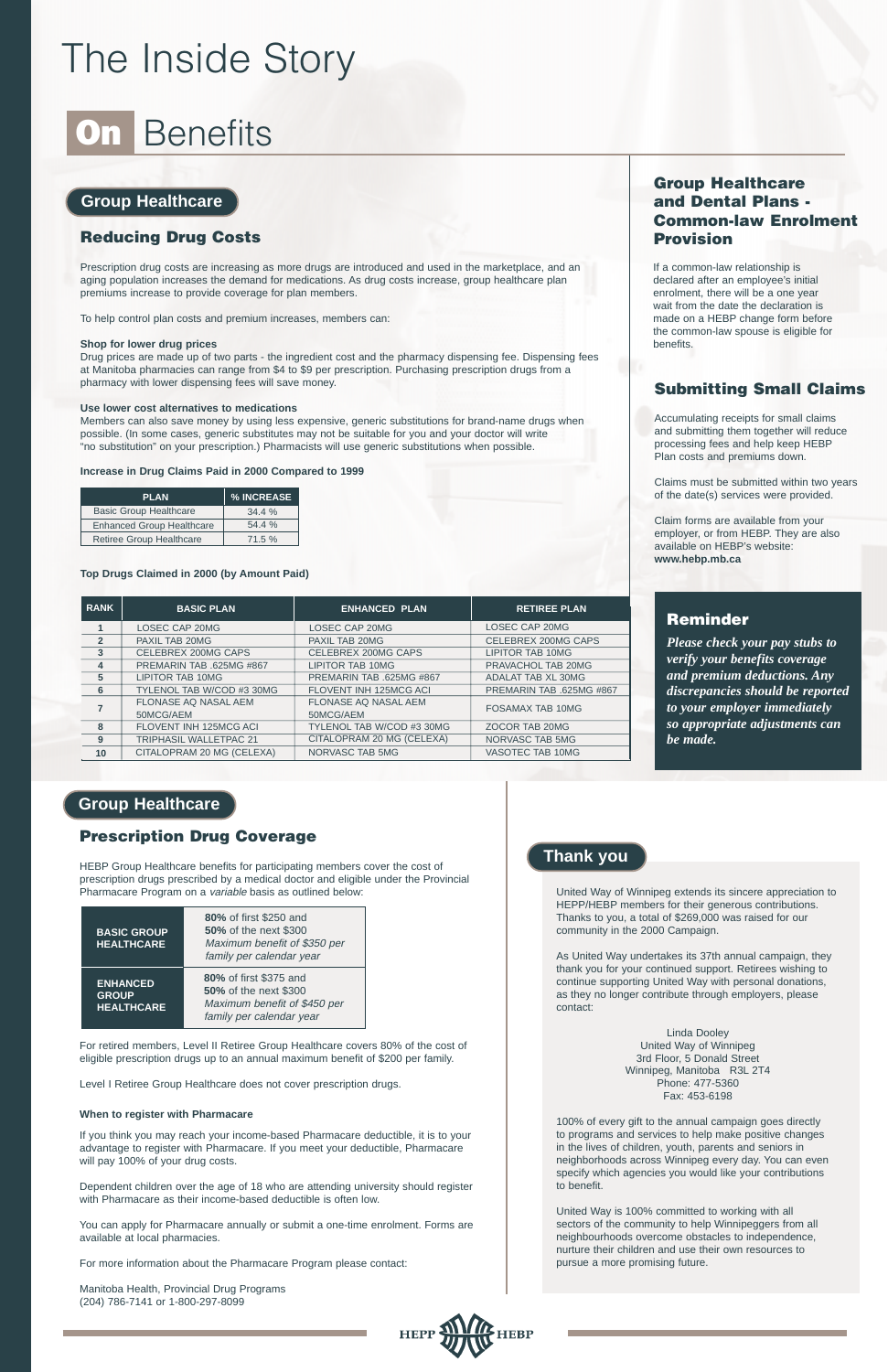# The Inside Story

# On Benefits

## Group Healthcare

### Reducing Drug Costs

Prescription drug costs are increasing as more drugs are introduced and used in the marketplace, and an aging population increases the demand for medications. As drug costs increase, group healthcare plan premiums increase to provide coverage for plan members.

To help control plan costs and premium increases, members can:

**Shop for lower drug prices**
Drug prices are made up of two parts - the ingredient cost and the pharmacy dispensing fee. Dispensing fees at Manitoba pharmacies can range from $4 to $9 per prescription. Purchasing prescription drugs from a pharmacy with lower dispensing fees will save money.

**Use lower cost alternatives to medications**
Members can also save money by using less expensive, generic substitutions for brand-name drugs when possible. (In some cases, generic substitutes may not be suitable for you and your doctor will write "no substitution" on your prescription.) Pharmacists will use generic substitutions when possible.

**Increase in Drug Claims Paid in 2000 Compared to 1999**

| PLAN | % INCREASE |
|---|---|
| Basic Group Healthcare | 34.4 % |
| Enhanced Group Healthcare | 54.4 % |
| Retiree Group Healthcare | 71.5 % |

**Top Drugs Claimed in 2000 (by Amount Paid)**

| RANK | BASIC PLAN | ENHANCED PLAN | RETIREE PLAN |
|---|---|---|---|
| 1 | LOSEC CAP 20MG | LOSEC CAP 20MG | LOSEC CAP 20MG |
| 2 | PAXIL TAB 20MG | PAXIL TAB 20MG | CELEBREX 200MG CAPS |
| 3 | CELEBREX 200MG CAPS | CELEBREX 200MG CAPS | LIPITOR TAB 10MG |
| 4 | PREMARIN TAB .625MG #867 | LIPITOR TAB 10MG | PRAVACHOL TAB 20MG |
| 5 | LIPITOR TAB 10MG | PREMARIN TAB .625MG #867 | ADALAT TAB XL 30MG |
| 6 | TYLENOL TAB W/COD #3 30MG | FLOVENT INH 125MCG ACI | PREMARIN TAB .625MG #867 |
| 7 | FLONASE AQ NASAL AEM 50MCG/AEM | FLONASE AQ NASAL AEM 50MCG/AEM | FOSAMAX TAB 10MG |
| 8 | FLOVENT INH 125MCG ACI | TYLENOL TAB W/COD #3 30MG | ZOCOR TAB 20MG |
| 9 | TRIPHASIL WALLETPAC 21 | CITALOPRAM 20 MG (CELEXA) | NORVASC TAB 5MG |
| 10 | CITALOPRAM 20 MG (CELEXA) | NORVASC TAB 5MG | VASOTEC TAB 10MG |

## Group Healthcare and Dental Plans - Common-law Enrolment Provision

If a common-law relationship is declared after an employee's initial enrolment, there will be a one year wait from the date the declaration is made on a HEBP change form before the common-law spouse is eligible for benefits.

## Submitting Small Claims

Accumulating receipts for small claims and submitting them together will reduce processing fees and help keep HEBP Plan costs and premiums down.

Claims must be submitted within two years of the date(s) services were provided.

Claim forms are available from your employer, or from HEBP. They are also available on HEBP's website: **www.hebp.mb.ca**

## Reminder

***Please check your pay stubs to verify your benefits coverage and premium deductions. Any discrepancies should be reported to your employer immediately so appropriate adjustments can be made.***

## Group Healthcare

### Prescription Drug Coverage

HEBP Group Healthcare benefits for participating members cover the cost of prescription drugs prescribed by a medical doctor and eligible under the Provincial Pharmacare Program on a *variable* basis as outlined below:

| | |
|---|---|
| **BASIC GROUP HEALTHCARE** | **80%** of first $250 and **50%** of the next $300 *Maximum benefit of $350 per family per calendar year* |
| **ENHANCED GROUP HEALTHCARE** | **80%** of first $375 and **50%** of the next $300 *Maximum benefit of $450 per family per calendar year* |

For retired members, Level II Retiree Group Healthcare covers 80% of the cost of eligible prescription drugs up to an annual maximum benefit of $200 per family.

Level I Retiree Group Healthcare does not cover prescription drugs.

**When to register with Pharmacare**

If you think you may reach your income-based Pharmacare deductible, it is to your advantage to register with Pharmacare. If you meet your deductible, Pharmacare will pay 100% of your drug costs.

Dependent children over the age of 18 who are attending university should register with Pharmacare as their income-based deductible is often low.

You can apply for Pharmacare annually or submit a one-time enrolment. Forms are available at local pharmacies.

For more information about the Pharmacare Program please contact:

Manitoba Health, Provincial Drug Programs
(204) 786-7141 or 1-800-297-8099

## Thank you

United Way of Winnipeg extends its sincere appreciation to HEPP/HEBP members for their generous contributions. Thanks to you, a total of $269,000 was raised for our community in the 2000 Campaign.

As United Way undertakes its 37th annual campaign, they thank you for your continued support. Retirees wishing to continue supporting United Way with personal donations, as they no longer contribute through employers, please contact:

Linda Dooley
United Way of Winnipeg
3rd Floor, 5 Donald Street
Winnipeg, Manitoba R3L 2T4
Phone: 477-5360
Fax: 453-6198

100% of every gift to the annual campaign goes directly to programs and services to help make positive changes in the lives of children, youth, parents and seniors in neighborhoods across Winnipeg every day. You can even specify which agencies you would like your contributions to benefit.

United Way is 100% committed to working with all sectors of the community to help Winnipeggers from all neighbourhoods overcome obstacles to independence, nurture their children and use their own resources to pursue a more promising future.

HEPP HEBP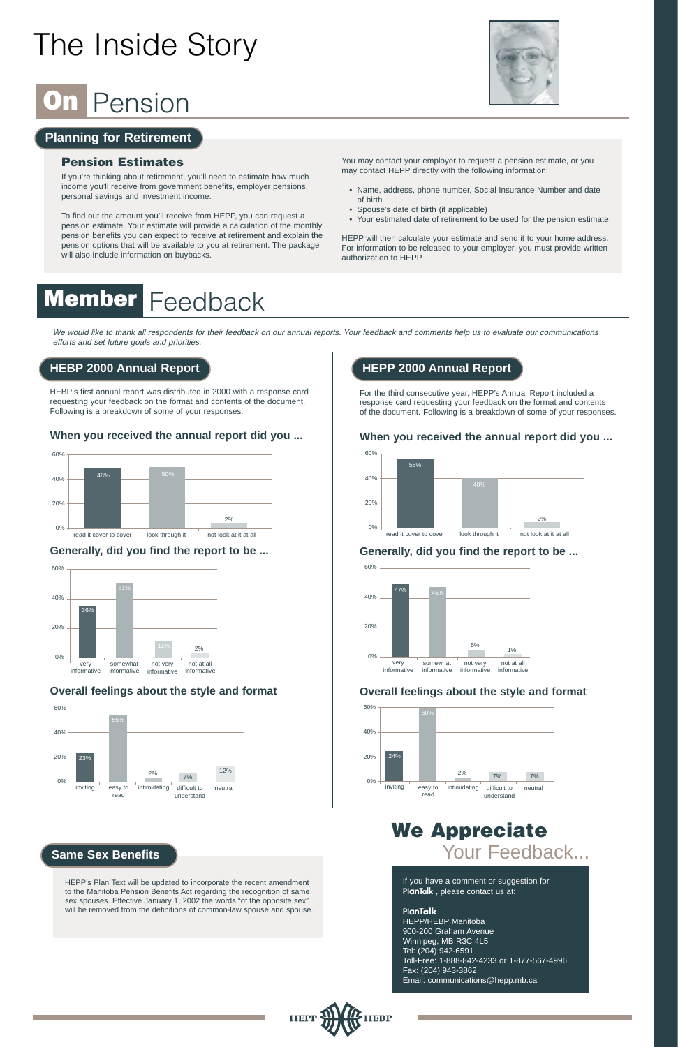# The Inside Story

# On Pension

## Planning for Retirement

### Pension Estimates

If you're thinking about retirement, you'll need to estimate how much income you'll receive from government benefits, employer pensions, personal savings and investment income.

To find out the amount you'll receive from HEPP, you can request a pension estimate. Your estimate will provide a calculation of the monthly pension benefits you can expect to receive at retirement and explain the pension options that will be available to you at retirement. The package will also include information on buybacks.

You may contact your employer to request a pension estimate, or you may contact HEPP directly with the following information:

- Name, address, phone number, Social Insurance Number and date of birth
- Spouse's date of birth (if applicable)
- Your estimated date of retirement to be used for the pension estimate

HEPP will then calculate your estimate and send it to your home address. For information to be released to your employer, you must provide written authorization to HEPP.

# Member Feedback

*We would like to thank all respondents for their feedback on our annual reports. Your feedback and comments help us to evaluate our communications efforts and set future goals and priorities.*

## HEBP 2000 Annual Report

HEBP's first annual report was distributed in 2000 with a response card requesting your feedback on the format and contents of the document. Following is a breakdown of some of your responses.

### When you received the annual report did you ...

| Response | % |
|---|---|
| read it cover to cover | 48% |
| look through it | 50% |
| not look at it at all | 2% |

### Generally, did you find the report to be ...

| Response | % |
|---|---|
| very informative | 36% |
| somewhat informative | 51% |
| not very informative | 11% |
| not at all informative | 2% |

### Overall feelings about the style and format

| Response | % |
|---|---|
| inviting | 23% |
| easy to read | 55% |
| intimidating | 2% |
| difficult to understand | 7% |
| neutral | 12% |

## HEPP 2000 Annual Report

For the third consecutive year, HEPP's Annual Report included a response card requesting your feedback on the format and contents of the document. Following is a breakdown of some of your responses.

### When you received the annual report did you ...

| Response | % |
|---|---|
| read it cover to cover | 58% |
| look through it | 40% |
| not look at it at all | 2% |

### Generally, did you find the report to be ...

| Response | % |
|---|---|
| very informative | 47% |
| somewhat informative | 45% |
| not very informative | 6% |
| not at all informative | 1% |

### Overall feelings about the style and format

| Response | % |
|---|---|
| inviting | 24% |
| easy to read | 60% |
| intimidating | 2% |
| difficult to understand | 7% |
| neutral | 7% |

## Same Sex Benefits

HEPP's Plan Text will be updated to incorporate the recent amendment to the Manitoba Pension Benefits Act regarding the recognition of same sex spouses. Effective January 1, 2002 the words "of the opposite sex" will be removed from the definitions of common-law spouse and spouse.

## We Appreciate Your Feedback...

If you have a comment or suggestion for **PlanTalk**, please contact us at:

**PlanTalk**  
HEPP/HEBP Manitoba  
900-200 Graham Avenue  
Winnipeg, MB R3C 4L5  
Tel: (204) 942-6591  
Toll-Free: 1-888-842-4233 or 1-877-567-4996  
Fax: (204) 943-3862  
Email: communications@hepp.mb.ca

HEPP HEBP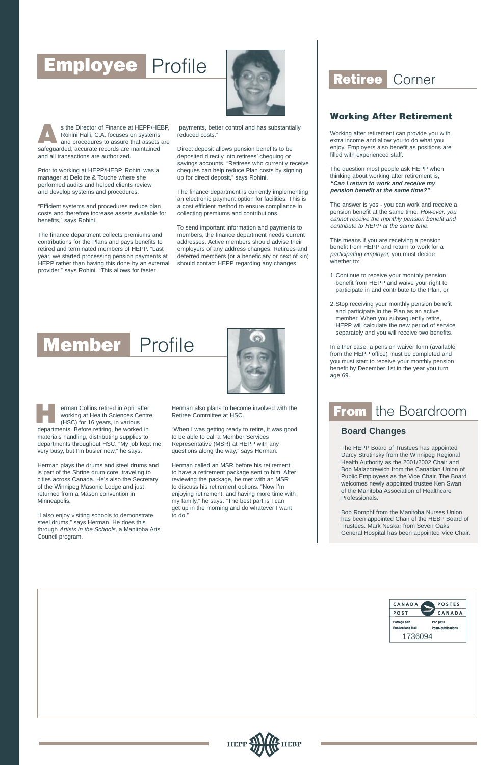# Employee Profile

As the Director of Finance at HEPP/HEBP, Rohini Halli, C.A. focuses on systems and procedures to assure that assets are safeguarded, accurate records are maintained and all transactions are authorized.

Prior to working at HEPP/HEBP, Rohini was a manager at Deloitte & Touche where she performed audits and helped clients review and develop systems and procedures.

"Efficient systems and procedures reduce plan costs and therefore increase assets available for benefits," says Rohini.

The finance department collects premiums and contributions for the Plans and pays benefits to retired and terminated members of HEPP. "Last year, we started processing pension payments at HEPP rather than having this done by an external provider," says Rohini. "This allows for faster payments, better control and has substantially reduced costs."

Direct deposit allows pension benefits to be deposited directly into retirees' chequing or savings accounts. "Retirees who currently receive cheques can help reduce Plan costs by signing up for direct deposit," says Rohini.

The finance department is currently implementing an electronic payment option for facilities. This is a cost efficient method to ensure compliance in collecting premiums and contributions.

To send important information and payments to members, the finance department needs current addresses. Active members should advise their employers of any address changes. Retirees and deferred members (or a beneficiary or next of kin) should contact HEPP regarding any changes.

# Member Profile

Herman Collins retired in April after working at Health Sciences Centre (HSC) for 16 years, in various departments. Before retiring, he worked in materials handling, distributing supplies to departments throughout HSC. "My job kept me very busy, but I'm busier now," he says.

Herman plays the drums and steel drums and is part of the Shrine drum core, traveling to cities across Canada. He's also the Secretary of the Winnipeg Masonic Lodge and just returned from a Mason convention in Minneapolis.

"I also enjoy visiting schools to demonstrate steel drums," says Herman. He does this through *Artists in the Schools,* a Manitoba Arts Council program.

Herman also plans to become involved with the Retiree Committee at HSC.

"When I was getting ready to retire, it was good to be able to call a Member Services Representative (MSR) at HEPP with any questions along the way," says Herman.

Herman called an MSR before his retirement to have a retirement package sent to him. After reviewing the package, he met with an MSR to discuss his retirement options. "Now I'm enjoying retirement, and having more time with my family," he says. "The best part is I can get up in the morning and do whatever I want to do."

# Retiree Corner

## Working After Retirement

Working after retirement can provide you with extra income and allow you to do what you enjoy. Employers also benefit as positions are filled with experienced staff.

The question most people ask HEPP when thinking about working after retirement is, ***"Can I return to work and receive my pension benefit at the same time?"***

The answer is yes - you can work and receive a pension benefit at the same time. *However, you cannot receive the monthly pension benefit and contribute to HEPP at the same time.*

This means if you are receiving a pension benefit from HEPP and return to work for a *participating employer,* you must decide whether to:

1. Continue to receive your monthly pension benefit from HEPP and waive your right to participate in and contribute to the Plan, or
2. Stop receiving your monthly pension benefit and participate in the Plan as an active member. When you subsequently retire, HEPP will calculate the new period of service separately and you will receive two benefits.

In either case, a pension waiver form (available from the HEPP office) must be completed and you must start to receive your monthly pension benefit by December 1st in the year you turn age 69.

# From the Boardroom

## Board Changes

The HEPP Board of Trustees has appointed Darcy Strutinsky from the Winnipeg Regional Health Authority as the 2001/2002 Chair and Bob Malazdrewich from the Canadian Union of Public Employees as the Vice Chair. The Board welcomes newly appointed trustee Ken Swan of the Manitoba Association of Healthcare Professionals.

Bob Romphf from the Manitoba Nurses Union has been appointed Chair of the HEBP Board of Trustees. Mark Neskar from Seven Oaks General Hospital has been appointed Vice Chair.

CANADA POST / POSTES CANADA
Postage paid / Port payé
Publications Mail / Poste-publications
1736094

HEPP HEBP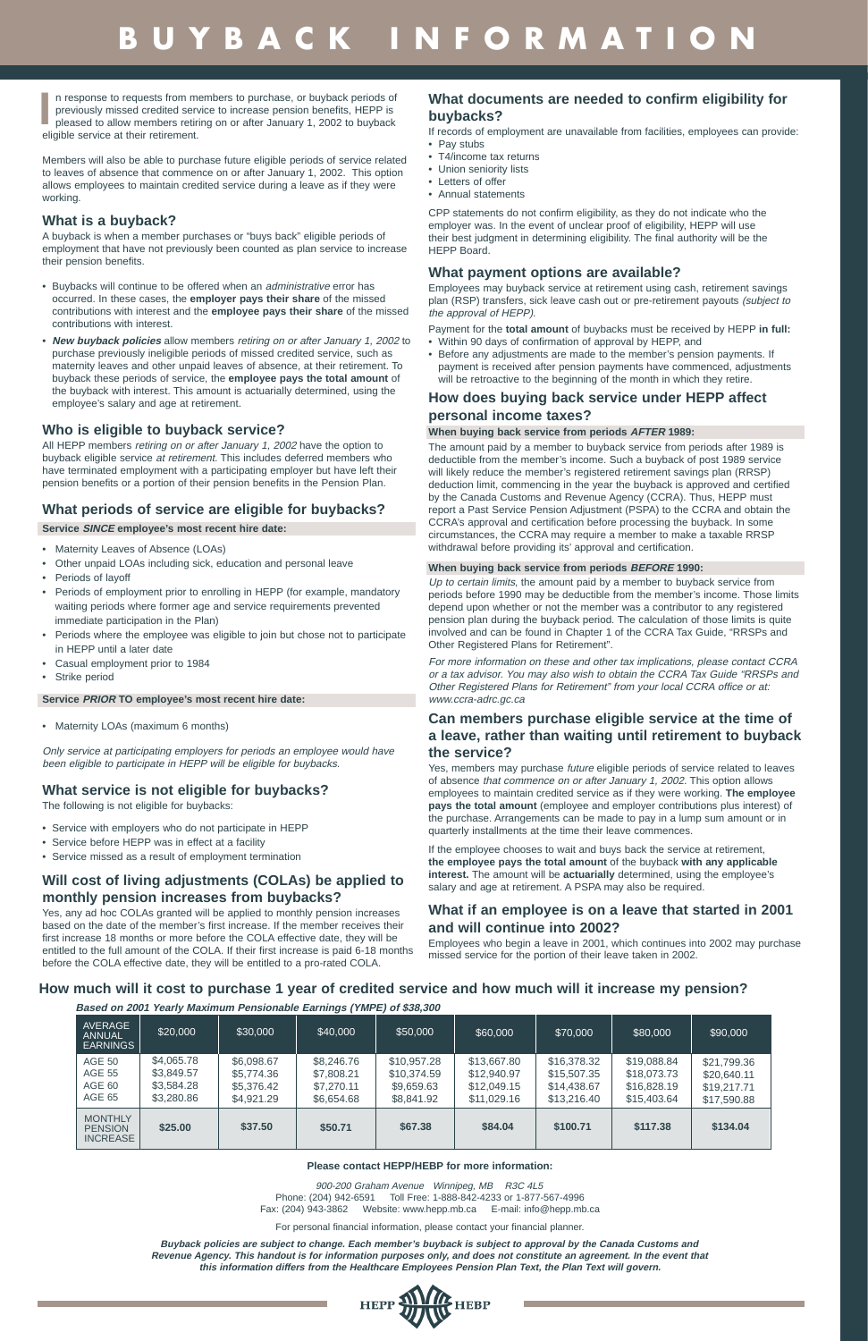# BUYBACK INFORMATION

In response to requests from members to purchase, or buyback periods of previously missed credited service to increase pension benefits, HEPP is pleased to allow members retiring on or after January 1, 2002 to buyback eligible service at their retirement.

Members will also be able to purchase future eligible periods of service related to leaves of absence that commence on or after January 1, 2002. This option allows employees to maintain credited service during a leave as if they were working.

## What is a buyback?

A buyback is when a member purchases or "buys back" eligible periods of employment that have not previously been counted as plan service to increase their pension benefits.

- Buybacks will continue to be offered when an *administrative* error has occurred. In these cases, the **employer pays their share** of the missed contributions with interest and the **employee pays their share** of the missed contributions with interest.
- ***New buyback policies*** allow members *retiring on or after January 1, 2002* to purchase previously ineligible periods of missed credited service, such as maternity leaves and other unpaid leaves of absence, at their retirement. To buyback these periods of service, the **employee pays the total amount** of the buyback with interest. This amount is actuarially determined, using the employee's salary and age at retirement.

## Who is eligible to buyback service?

All HEPP members *retiring on or after January 1, 2002* have the option to buyback eligible service *at retirement*. This includes deferred members who have terminated employment with a participating employer but have left their pension benefits or a portion of their pension benefits in the Pension Plan.

## What periods of service are eligible for buybacks?

**Service *SINCE* employee's most recent hire date:**

- Maternity Leaves of Absence (LOAs)
- Other unpaid LOAs including sick, education and personal leave
- Periods of layoff
- Periods of employment prior to enrolling in HEPP (for example, mandatory waiting periods where former age and service requirements prevented immediate participation in the Plan)
- Periods where the employee was eligible to join but chose not to participate in HEPP until a later date
- Casual employment prior to 1984
- Strike period

**Service *PRIOR* TO employee's most recent hire date:**

- Maternity LOAs (maximum 6 months)

*Only service at participating employers for periods an employee would have been eligible to participate in HEPP will be eligible for buybacks.*

## What service is not eligible for buybacks?

The following is not eligible for buybacks:

- Service with employers who do not participate in HEPP
- Service before HEPP was in effect at a facility
- Service missed as a result of employment termination

## Will cost of living adjustments (COLAs) be applied to monthly pension increases from buybacks?

Yes, any ad hoc COLAs granted will be applied to monthly pension increases based on the date of the member's first increase. If the member receives their first increase 18 months or more before the COLA effective date, they will be entitled to the full amount of the COLA. If their first increase is paid 6-18 months before the COLA effective date, they will be entitled to a pro-rated COLA.

## What documents are needed to confirm eligibility for buybacks?

If records of employment are unavailable from facilities, employees can provide:

- Pay stubs
- T4/income tax returns
- Union seniority lists
- Letters of offer
- Annual statements

CPP statements do not confirm eligibility, as they do not indicate who the employer was. In the event of unclear proof of eligibility, HEPP will use their best judgment in determining eligibility. The final authority will be the HEPP Board.

## What payment options are available?

Employees may buyback service at retirement using cash, retirement savings plan (RSP) transfers, sick leave cash out or pre-retirement payouts *(subject to the approval of HEPP).*

Payment for the **total amount** of buybacks must be received by HEPP **in full:**

- Within 90 days of confirmation of approval by HEPP, and
- Before any adjustments are made to the member's pension payments. If payment is received after pension payments have commenced, adjustments will be retroactive to the beginning of the month in which they retire.

## How does buying back service under HEPP affect personal income taxes?

**When buying back service from periods *AFTER* 1989:**

The amount paid by a member to buyback service from periods after 1989 is deductible from the member's income. Such a buyback of post 1989 service will likely reduce the member's registered retirement savings plan (RRSP) deduction limit, commencing in the year the buyback is approved and certified by the Canada Customs and Revenue Agency (CCRA). Thus, HEPP must report a Past Service Pension Adjustment (PSPA) to the CCRA and obtain the CCRA's approval and certification before processing the buyback. In some circumstances, the CCRA may require a member to make a taxable RRSP withdrawal before providing its' approval and certification.

**When buying back service from periods *BEFORE* 1990:**

*Up to certain limits*, the amount paid by a member to buyback service from periods before 1990 may be deductible from the member's income. Those limits depend upon whether or not the member was a contributor to any registered pension plan during the buyback period. The calculation of those limits is quite involved and can be found in Chapter 1 of the CCRA Tax Guide, "RRSPs and Other Registered Plans for Retirement".

*For more information on these and other tax implications, please contact CCRA or a tax advisor. You may also wish to obtain the CCRA Tax Guide "RRSPs and Other Registered Plans for Retirement" from your local CCRA office or at: www.ccra-adrc.gc.ca*

## Can members purchase eligible service at the time of a leave, rather than waiting until retirement to buyback the service?

Yes, members may purchase *future* eligible periods of service related to leaves of absence *that commence on or after January 1, 2002.* This option allows employees to maintain credited service as if they were working. **The employee pays the total amount** (employee and employer contributions plus interest) of the purchase. Arrangements can be made to pay in a lump sum amount or in quarterly installments at the time their leave commences.

If the employee chooses to wait and buys back the service at retirement, **the employee pays the total amount** of the buyback **with any applicable interest.** The amount will be **actuarially** determined, using the employee's salary and age at retirement. A PSPA may also be required.

## What if an employee is on a leave that started in 2001 and will continue into 2002?

Employees who begin a leave in 2001, which continues into 2002 may purchase missed service for the portion of their leave taken in 2002.

## How much will it cost to purchase 1 year of credited service and how much will it increase my pension?

***Based on 2001 Yearly Maximum Pensionable Earnings (YMPE) of $38,300***

| AVERAGE ANNUAL EARNINGS | $20,000 | $30,000 | $40,000 | $50,000 | $60,000 | $70,000 | $80,000 | $90,000 |
|---|---|---|---|---|---|---|---|---|
| AGE 50 | $4,065.78 | $6,098.67 | $8,246.76 | $10,957.28 | $13,667.80 | $16,378.32 | $19,088.84 | $21,799.36 |
| AGE 55 | $3,849.57 | $5,774.36 | $7,808.21 | $10,374.59 | $12,940.97 | $15,507.35 | $18,073.73 | $20,640.11 |
| AGE 60 | $3,584.28 | $5,376.42 | $7,270.11 | $9,659.63 | $12,049.15 | $14,438.67 | $16,828.19 | $19,217.71 |
| AGE 65 | $3,280.86 | $4,921.29 | $6,654.68 | $8,841.92 | $11,029.16 | $13,216.40 | $15,403.64 | $17,590.88 |
| MONTHLY PENSION INCREASE | **$25.00** | **$37.50** | **$50.71** | **$67.38** | **$84.04** | **$100.71** | **$117.38** | **$134.04** |

**Please contact HEPP/HEBP for more information:**

*900-200 Graham Avenue Winnipeg, MB R3C 4L5*
Phone: (204) 942-6591 Toll Free: 1-888-842-4233 or 1-877-567-4996
Fax: (204) 943-3862 Website: www.hepp.mb.ca E-mail: info@hepp.mb.ca

For personal financial information, please contact your financial planner.

***Buyback policies are subject to change. Each member's buyback is subject to approval by the Canada Customs and Revenue Agency. This handout is for information purposes only, and does not constitute an agreement. In the event that this information differs from the Healthcare Employees Pension Plan Text, the Plan Text will govern.***

HEPP HEBP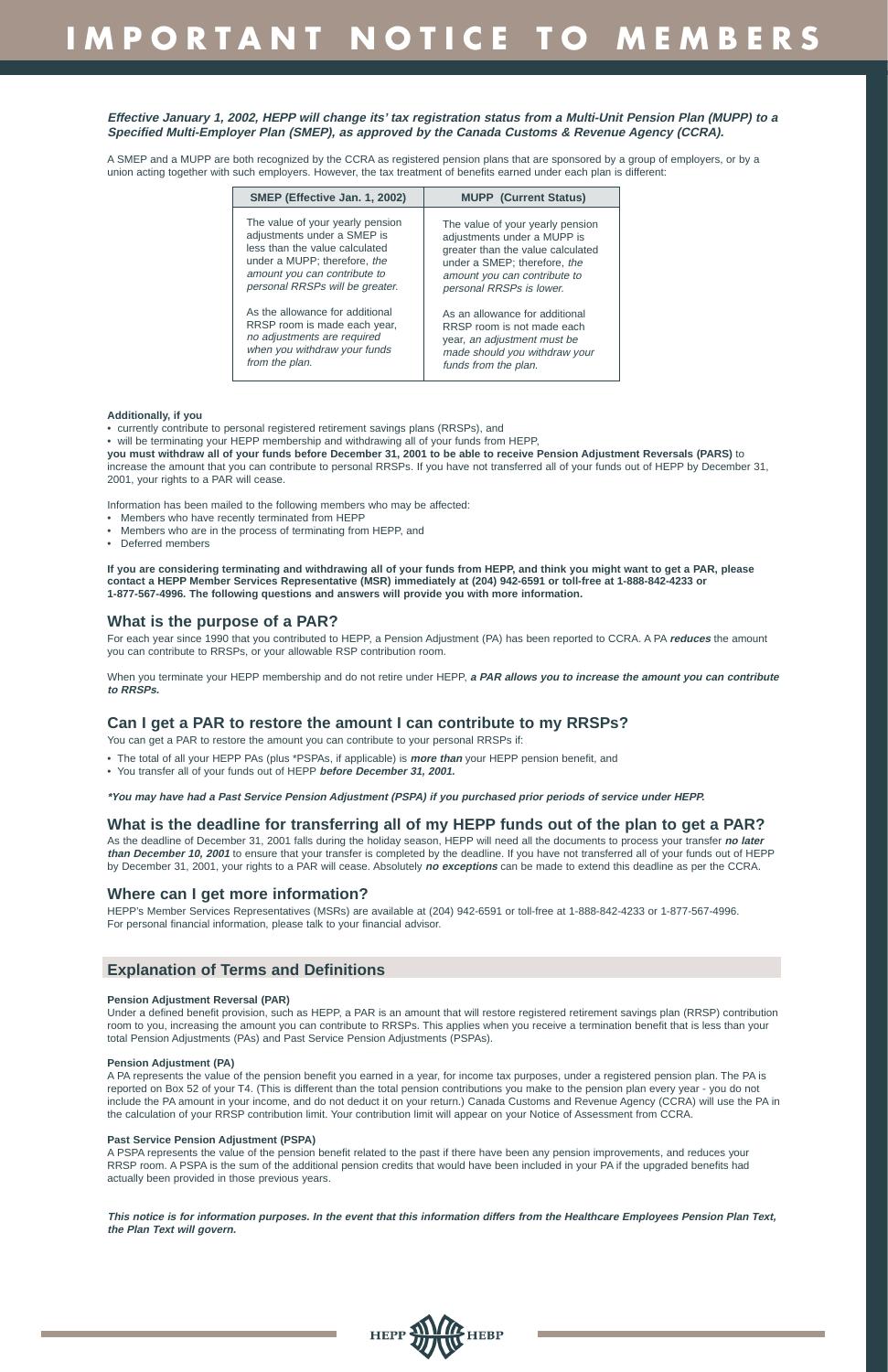# IMPORTANT NOTICE TO MEMBERS

***Effective January 1, 2002, HEPP will change its' tax registration status from a Multi-Unit Pension Plan (MUPP) to a Specified Multi-Employer Plan (SMEP), as approved by the Canada Customs & Revenue Agency (CCRA).***

A SMEP and a MUPP are both recognized by the CCRA as registered pension plans that are sponsored by a group of employers, or by a union acting together with such employers. However, the tax treatment of benefits earned under each plan is different:

| SMEP (Effective Jan. 1, 2002) | MUPP (Current Status) |
|---|---|
| The value of your yearly pension adjustments under a SMEP is less than the value calculated under a MUPP; therefore, *the amount you can contribute to personal RRSPs will be greater.* | The value of your yearly pension adjustments under a MUPP is greater than the value calculated under a SMEP; therefore, *the amount you can contribute to personal RRSPs is lower.* |
| As the allowance for additional RRSP room is made each year, *no adjustments are required when you withdraw your funds from the plan.* | As an allowance for additional RRSP room is not made each year, *an adjustment must be made should you withdraw your funds from the plan.* |

**Additionally, if you**

- currently contribute to personal registered retirement savings plans (RRSPs), and
- will be terminating your HEPP membership and withdrawing all of your funds from HEPP,

**you must withdraw all of your funds before December 31, 2001 to be able to receive Pension Adjustment Reversals (PARS)** to increase the amount that you can contribute to personal RRSPs. If you have not transferred all of your funds out of HEPP by December 31, 2001, your rights to a PAR will cease.

Information has been mailed to the following members who may be affected:

- Members who have recently terminated from HEPP
- Members who are in the process of terminating from HEPP, and
- Deferred members

**If you are considering terminating and withdrawing all of your funds from HEPP, and think you might want to get a PAR, please contact a HEPP Member Services Representative (MSR) immediately at (204) 942-6591 or toll-free at 1-888-842-4233 or 1-877-567-4996. The following questions and answers will provide you with more information.**

## What is the purpose of a PAR?

For each year since 1990 that you contributed to HEPP, a Pension Adjustment (PA) has been reported to CCRA. A PA ***reduces*** the amount you can contribute to RRSPs, or your allowable RSP contribution room.

When you terminate your HEPP membership and do not retire under HEPP, ***a PAR allows you to increase the amount you can contribute to RRSPs.***

## Can I get a PAR to restore the amount I can contribute to my RRSPs?

You can get a PAR to restore the amount you can contribute to your personal RRSPs if:

- The total of all your HEPP PAs (plus *PSPAs, if applicable) is ***more than*** your HEPP pension benefit, and
- You transfer all of your funds out of HEPP ***before December 31, 2001.***

***\*You may have had a Past Service Pension Adjustment (PSPA) if you purchased prior periods of service under HEPP.***

## What is the deadline for transferring all of my HEPP funds out of the plan to get a PAR?

As the deadline of December 31, 2001 falls during the holiday season, HEPP will need all the documents to process your transfer ***no later than December 10, 2001*** to ensure that your transfer is completed by the deadline. If you have not transferred all of your funds out of HEPP by December 31, 2001, your rights to a PAR will cease. Absolutely ***no exceptions*** can be made to extend this deadline as per the CCRA.

## Where can I get more information?

HEPP's Member Services Representatives (MSRs) are available at (204) 942-6591 or toll-free at 1-888-842-4233 or 1-877-567-4996. For personal financial information, please talk to your financial advisor.

## Explanation of Terms and Definitions

**Pension Adjustment Reversal (PAR)**

Under a defined benefit provision, such as HEPP, a PAR is an amount that will restore registered retirement savings plan (RRSP) contribution room to you, increasing the amount you can contribute to RRSPs. This applies when you receive a termination benefit that is less than your total Pension Adjustments (PAs) and Past Service Pension Adjustments (PSPAs).

**Pension Adjustment (PA)**

A PA represents the value of the pension benefit you earned in a year, for income tax purposes, under a registered pension plan. The PA is reported on Box 52 of your T4. (This is different than the total pension contributions you make to the pension plan every year - you do not include the PA amount in your income, and do not deduct it on your return.) Canada Customs and Revenue Agency (CCRA) will use the PA in the calculation of your RRSP contribution limit. Your contribution limit will appear on your Notice of Assessment from CCRA.

**Past Service Pension Adjustment (PSPA)**

A PSPA represents the value of the pension benefit related to the past if there have been any pension improvements, and reduces your RRSP room. A PSPA is the sum of the additional pension credits that would have been included in your PA if the upgraded benefits had actually been provided in those previous years.

***This notice is for information purposes. In the event that this information differs from the Healthcare Employees Pension Plan Text, the Plan Text will govern.***

HEPP HEBP